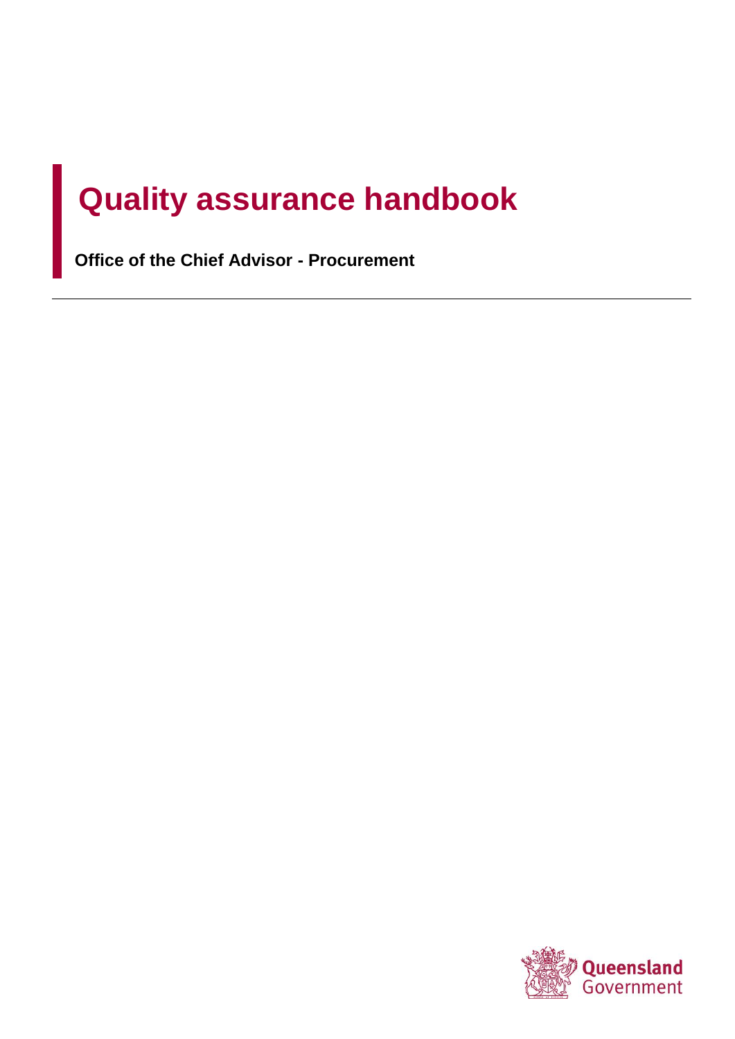# Quality assurance handbook

**Office of the Chief Advisor - Procurement**

---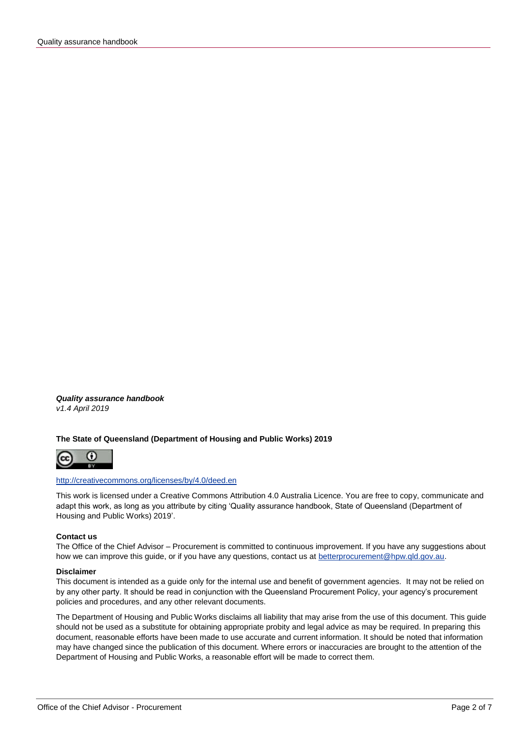***Quality assurance handbook***
*v1.4 April 2019*

**The State of Queensland (Department of Housing and Public Works) 2019**

http://creativecommons.org/licenses/by/4.0/deed.en

This work is licensed under a Creative Commons Attribution 4.0 Australia Licence. You are free to copy, communicate and adapt this work, as long as you attribute by citing 'Quality assurance handbook, State of Queensland (Department of Housing and Public Works) 2019'.

**Contact us**

The Office of the Chief Advisor – Procurement is committed to continuous improvement. If you have any suggestions about how we can improve this guide, or if you have any questions, contact us at betterprocurement@hpw.qld.gov.au.

**Disclaimer**

This document is intended as a guide only for the internal use and benefit of government agencies. It may not be relied on by any other party. It should be read in conjunction with the Queensland Procurement Policy, your agency's procurement policies and procedures, and any other relevant documents.

The Department of Housing and Public Works disclaims all liability that may arise from the use of this document. This guide should not be used as a substitute for obtaining appropriate probity and legal advice as may be required. In preparing this document, reasonable efforts have been made to use accurate and current information. It should be noted that information may have changed since the publication of this document. Where errors or inaccuracies are brought to the attention of the Department of Housing and Public Works, a reasonable effort will be made to correct them.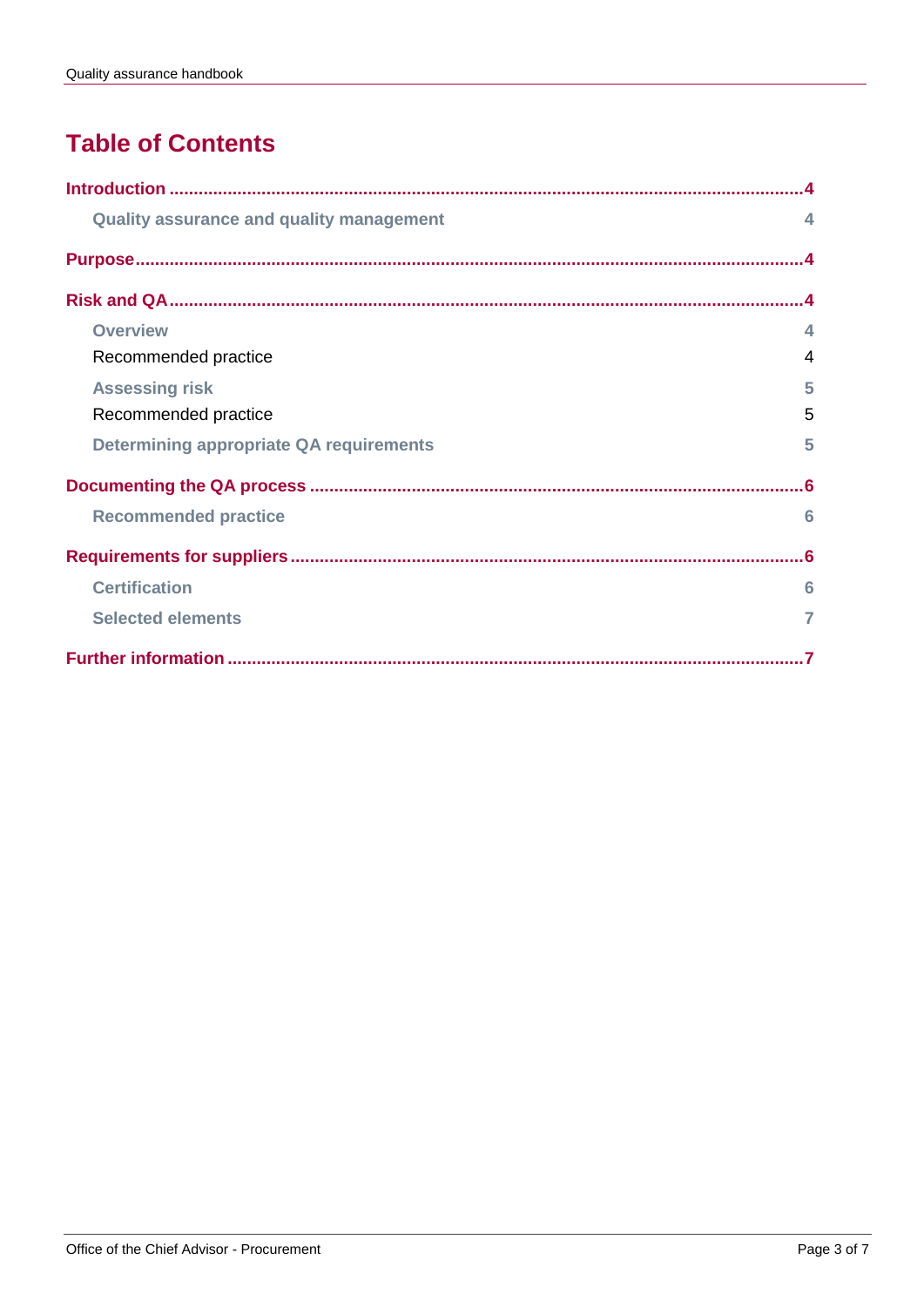# Table of Contents

- **Introduction** ..... 4
  - **Quality assurance and quality management** ..... 4
- **Purpose** ..... 4
- **Risk and QA** ..... 4
  - **Overview** ..... 4
  - Recommended practice ..... 4
  - **Assessing risk** ..... 5
  - Recommended practice ..... 5
  - **Determining appropriate QA requirements** ..... 5
- **Documenting the QA process** ..... 6
  - **Recommended practice** ..... 6
- **Requirements for suppliers** ..... 6
  - **Certification** ..... 6
  - **Selected elements** ..... 7
- **Further information** ..... 7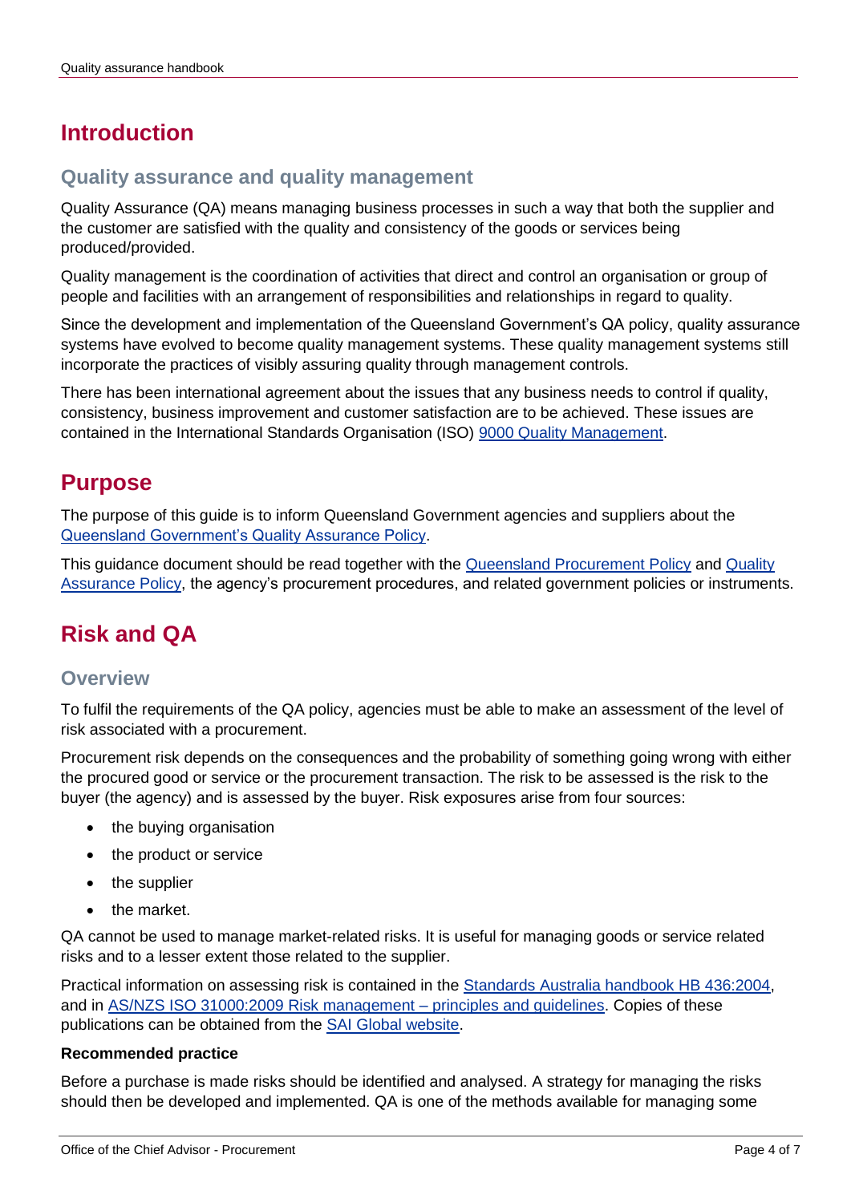# Introduction

## Quality assurance and quality management

Quality Assurance (QA) means managing business processes in such a way that both the supplier and the customer are satisfied with the quality and consistency of the goods or services being produced/provided.

Quality management is the coordination of activities that direct and control an organisation or group of people and facilities with an arrangement of responsibilities and relationships in regard to quality.

Since the development and implementation of the Queensland Government's QA policy, quality assurance systems have evolved to become quality management systems. These quality management systems still incorporate the practices of visibly assuring quality through management controls.

There has been international agreement about the issues that any business needs to control if quality, consistency, business improvement and customer satisfaction are to be achieved. These issues are contained in the International Standards Organisation (ISO) 9000 Quality Management.

# Purpose

The purpose of this guide is to inform Queensland Government agencies and suppliers about the Queensland Government's Quality Assurance Policy.

This guidance document should be read together with the Queensland Procurement Policy and Quality Assurance Policy, the agency's procurement procedures, and related government policies or instruments.

# Risk and QA

## Overview

To fulfil the requirements of the QA policy, agencies must be able to make an assessment of the level of risk associated with a procurement.

Procurement risk depends on the consequences and the probability of something going wrong with either the procured good or service or the procurement transaction. The risk to be assessed is the risk to the buyer (the agency) and is assessed by the buyer. Risk exposures arise from four sources:

- the buying organisation
- the product or service
- the supplier
- the market.

QA cannot be used to manage market-related risks. It is useful for managing goods or service related risks and to a lesser extent those related to the supplier.

Practical information on assessing risk is contained in the Standards Australia handbook HB 436:2004, and in AS/NZS ISO 31000:2009 Risk management – principles and guidelines. Copies of these publications can be obtained from the SAI Global website.

**Recommended practice**

Before a purchase is made risks should be identified and analysed. A strategy for managing the risks should then be developed and implemented. QA is one of the methods available for managing some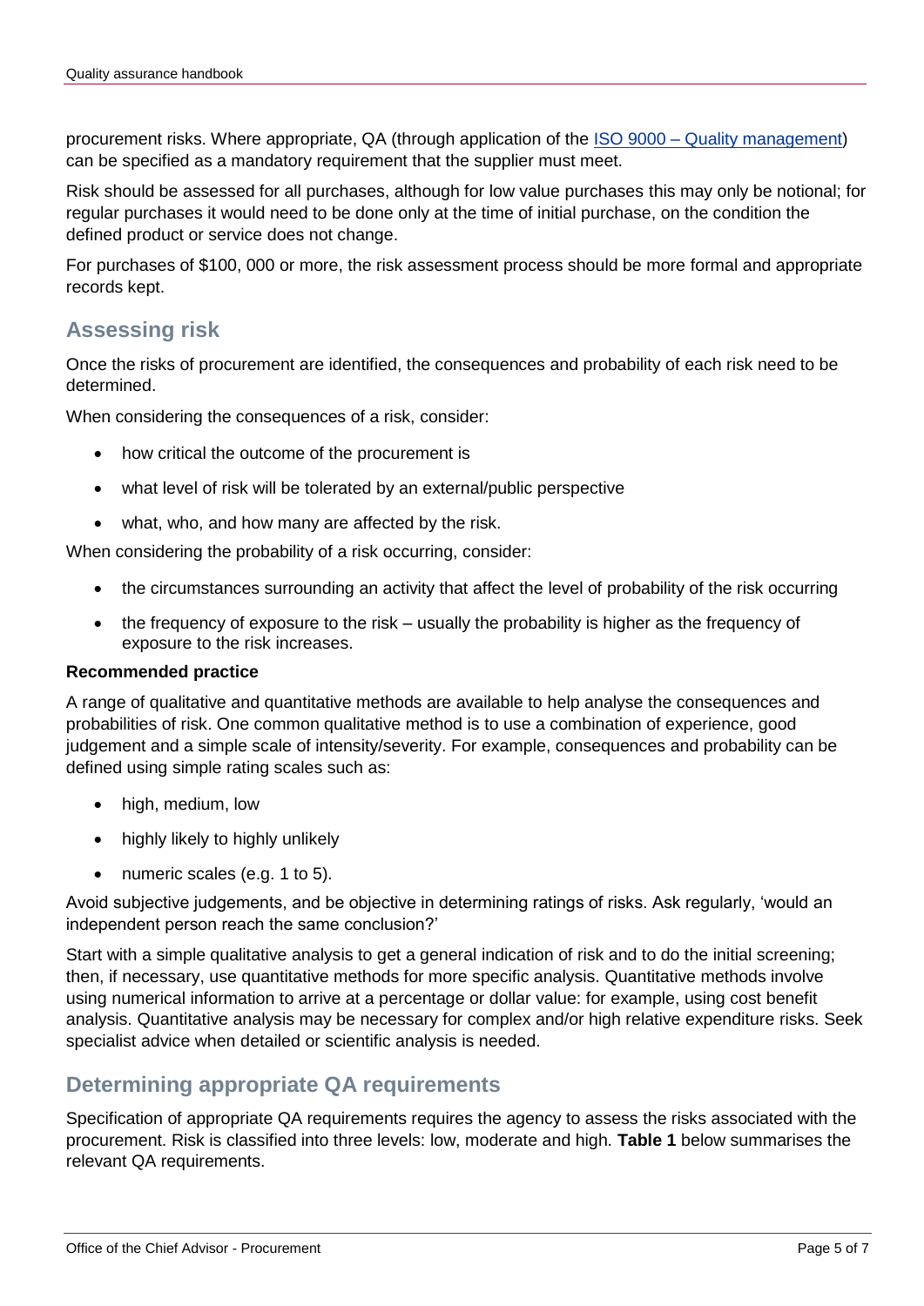procurement risks. Where appropriate, QA (through application of the [ISO 9000 – Quality management]) can be specified as a mandatory requirement that the supplier must meet.

Risk should be assessed for all purchases, although for low value purchases this may only be notional; for regular purchases it would need to be done only at the time of initial purchase, on the condition the defined product or service does not change.

For purchases of $100, 000 or more, the risk assessment process should be more formal and appropriate records kept.

## Assessing risk

Once the risks of procurement are identified, the consequences and probability of each risk need to be determined.

When considering the consequences of a risk, consider:

- how critical the outcome of the procurement is
- what level of risk will be tolerated by an external/public perspective
- what, who, and how many are affected by the risk.

When considering the probability of a risk occurring, consider:

- the circumstances surrounding an activity that affect the level of probability of the risk occurring
- the frequency of exposure to the risk – usually the probability is higher as the frequency of exposure to the risk increases.

**Recommended practice**

A range of qualitative and quantitative methods are available to help analyse the consequences and probabilities of risk. One common qualitative method is to use a combination of experience, good judgement and a simple scale of intensity/severity. For example, consequences and probability can be defined using simple rating scales such as:

- high, medium, low
- highly likely to highly unlikely
- numeric scales (e.g. 1 to 5).

Avoid subjective judgements, and be objective in determining ratings of risks. Ask regularly, 'would an independent person reach the same conclusion?'

Start with a simple qualitative analysis to get a general indication of risk and to do the initial screening; then, if necessary, use quantitative methods for more specific analysis. Quantitative methods involve using numerical information to arrive at a percentage or dollar value: for example, using cost benefit analysis. Quantitative analysis may be necessary for complex and/or high relative expenditure risks. Seek specialist advice when detailed or scientific analysis is needed.

## Determining appropriate QA requirements

Specification of appropriate QA requirements requires the agency to assess the risks associated with the procurement. Risk is classified into three levels: low, moderate and high. **Table 1** below summarises the relevant QA requirements.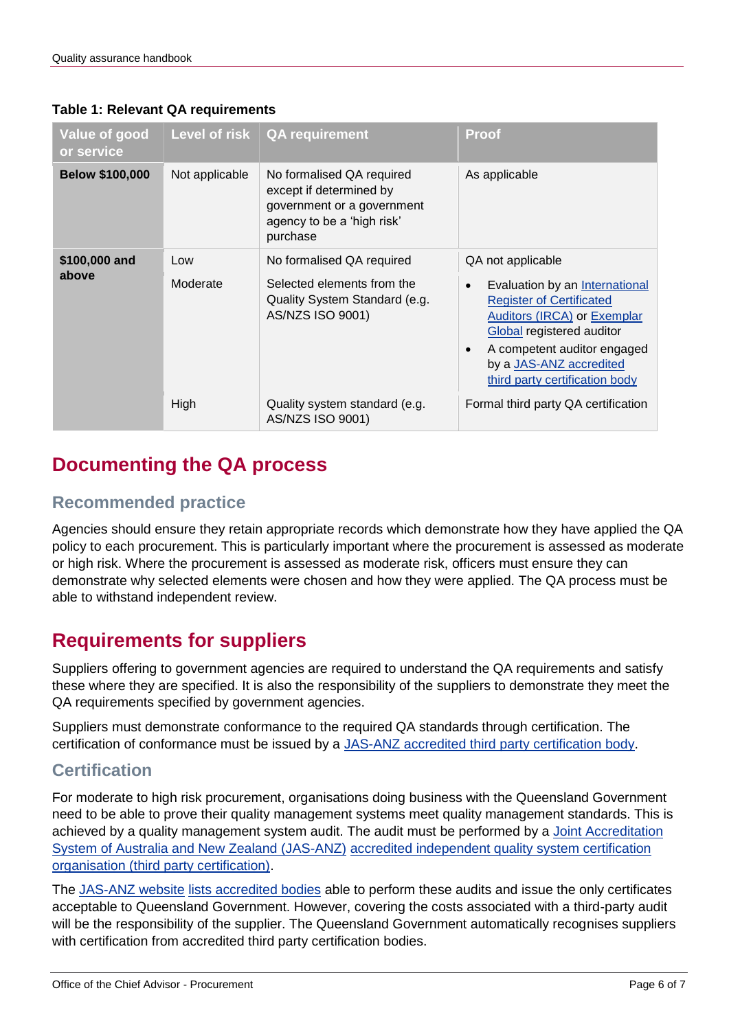**Table 1: Relevant QA requirements**

| Value of good or service | Level of risk | QA requirement | Proof |
|---|---|---|---|
| **Below $100,000** | Not applicable | No formalised QA required except if determined by government or a government agency to be a 'high risk' purchase | As applicable |
| **$100,000 and above** | Low | No formalised QA required | QA not applicable |
| | Moderate | Selected elements from the Quality System Standard (e.g. AS/NZS ISO 9001) | • Evaluation by an International Register of Certificated Auditors (IRCA) or Exemplar Global registered auditor<br>• A competent auditor engaged by a JAS-ANZ accredited third party certification body |
| | High | Quality system standard (e.g. AS/NZS ISO 9001) | Formal third party QA certification |

# Documenting the QA process

## Recommended practice

Agencies should ensure they retain appropriate records which demonstrate how they have applied the QA policy to each procurement. This is particularly important where the procurement is assessed as moderate or high risk. Where the procurement is assessed as moderate risk, officers must ensure they can demonstrate why selected elements were chosen and how they were applied. The QA process must be able to withstand independent review.

# Requirements for suppliers

Suppliers offering to government agencies are required to understand the QA requirements and satisfy these where they are specified. It is also the responsibility of the suppliers to demonstrate they meet the QA requirements specified by government agencies.

Suppliers must demonstrate conformance to the required QA standards through certification. The certification of conformance must be issued by a JAS-ANZ accredited third party certification body.

## Certification

For moderate to high risk procurement, organisations doing business with the Queensland Government need to be able to prove their quality management systems meet quality management standards. This is achieved by a quality management system audit. The audit must be performed by a Joint Accreditation System of Australia and New Zealand (JAS-ANZ) accredited independent quality system certification organisation (third party certification).

The JAS-ANZ website lists accredited bodies able to perform these audits and issue the only certificates acceptable to Queensland Government. However, covering the costs associated with a third-party audit will be the responsibility of the supplier. The Queensland Government automatically recognises suppliers with certification from accredited third party certification bodies.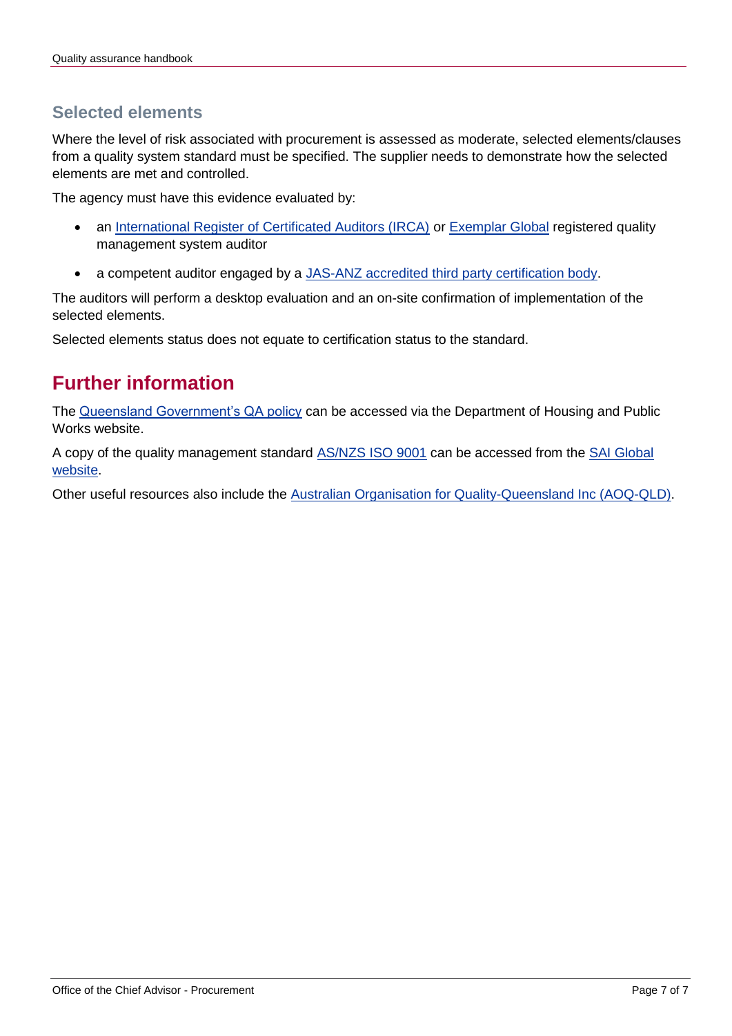### Selected elements

Where the level of risk associated with procurement is assessed as moderate, selected elements/clauses from a quality system standard must be specified. The supplier needs to demonstrate how the selected elements are met and controlled.

The agency must have this evidence evaluated by:

- an International Register of Certificated Auditors (IRCA) or Exemplar Global registered quality management system auditor
- a competent auditor engaged by a JAS-ANZ accredited third party certification body.

The auditors will perform a desktop evaluation and an on-site confirmation of implementation of the selected elements.

Selected elements status does not equate to certification status to the standard.

## Further information

The Queensland Government's QA policy can be accessed via the Department of Housing and Public Works website.

A copy of the quality management standard AS/NZS ISO 9001 can be accessed from the SAI Global website.

Other useful resources also include the Australian Organisation for Quality-Queensland Inc (AOQ-QLD).